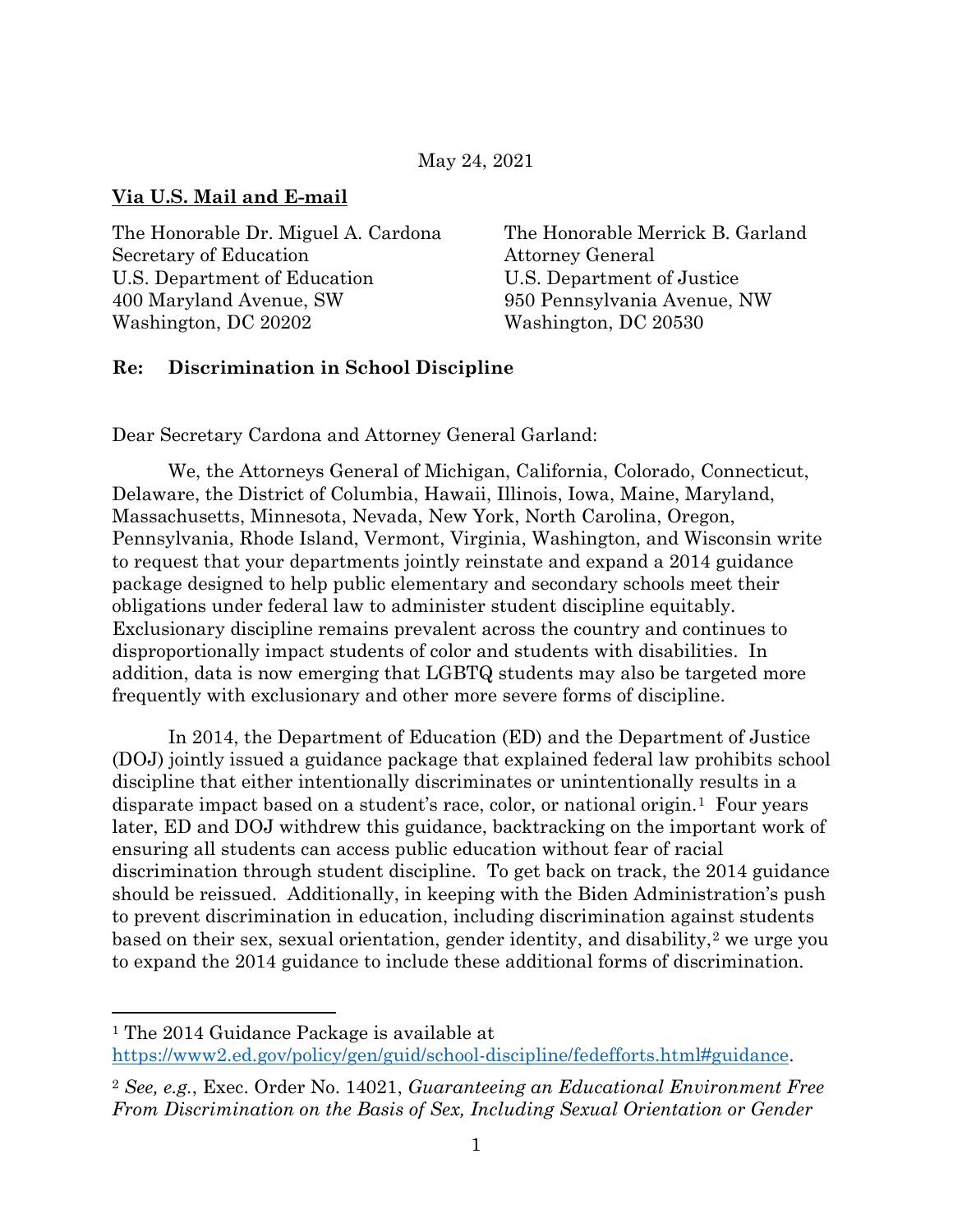May 24, 2021

**Via U.S. Mail and E-mail**

The Honorable Dr. Miguel A. Cardona
Secretary of Education
U.S. Department of Education
400 Maryland Avenue, SW
Washington, DC 20202

The Honorable Merrick B. Garland
Attorney General
U.S. Department of Justice
950 Pennsylvania Avenue, NW
Washington, DC 20530

**Re: Discrimination in School Discipline**

Dear Secretary Cardona and Attorney General Garland:

We, the Attorneys General of Michigan, California, Colorado, Connecticut, Delaware, the District of Columbia, Hawaii, Illinois, Iowa, Maine, Maryland, Massachusetts, Minnesota, Nevada, New York, North Carolina, Oregon, Pennsylvania, Rhode Island, Vermont, Virginia, Washington, and Wisconsin write to request that your departments jointly reinstate and expand a 2014 guidance package designed to help public elementary and secondary schools meet their obligations under federal law to administer student discipline equitably. Exclusionary discipline remains prevalent across the country and continues to disproportionally impact students of color and students with disabilities. In addition, data is now emerging that LGBTQ students may also be targeted more frequently with exclusionary and other more severe forms of discipline.

In 2014, the Department of Education (ED) and the Department of Justice (DOJ) jointly issued a guidance package that explained federal law prohibits school discipline that either intentionally discriminates or unintentionally results in a disparate impact based on a student's race, color, or national origin.[1] Four years later, ED and DOJ withdrew this guidance, backtracking on the important work of ensuring all students can access public education without fear of racial discrimination through student discipline. To get back on track, the 2014 guidance should be reissued. Additionally, in keeping with the Biden Administration's push to prevent discrimination in education, including discrimination against students based on their sex, sexual orientation, gender identity, and disability,[2] we urge you to expand the 2014 guidance to include these additional forms of discrimination.

---

[1] The 2014 Guidance Package is available at https://www2.ed.gov/policy/gen/guid/school-discipline/fedefforts.html#guidance.

[2] *See, e.g.*, Exec. Order No. 14021, *Guaranteeing an Educational Environment Free From Discrimination on the Basis of Sex, Including Sexual Orientation or Gender*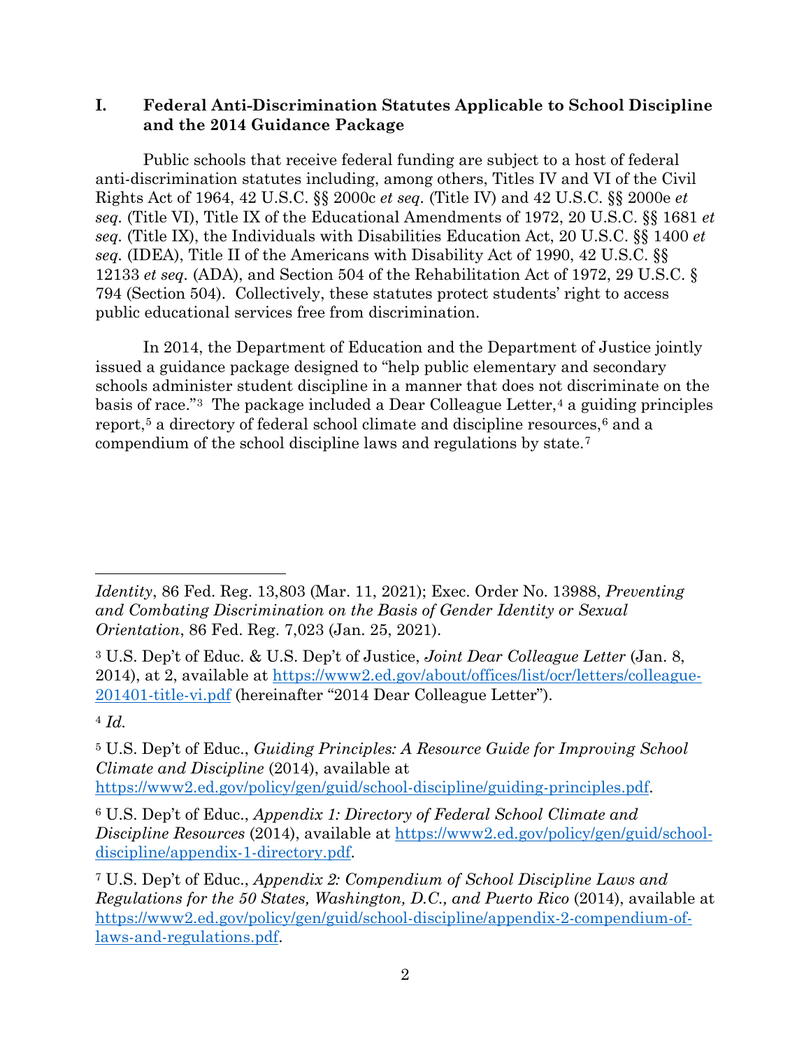## I. Federal Anti-Discrimination Statutes Applicable to School Discipline and the 2014 Guidance Package

Public schools that receive federal funding are subject to a host of federal anti-discrimination statutes including, among others, Titles IV and VI of the Civil Rights Act of 1964, 42 U.S.C. §§ 2000c *et seq.* (Title IV) and 42 U.S.C. §§ 2000e *et seq.* (Title VI), Title IX of the Educational Amendments of 1972, 20 U.S.C. §§ 1681 *et seq.* (Title IX), the Individuals with Disabilities Education Act, 20 U.S.C. §§ 1400 *et seq.* (IDEA), Title II of the Americans with Disability Act of 1990, 42 U.S.C. §§ 12133 *et seq.* (ADA), and Section 504 of the Rehabilitation Act of 1972, 29 U.S.C. § 794 (Section 504). Collectively, these statutes protect students' right to access public educational services free from discrimination.

In 2014, the Department of Education and the Department of Justice jointly issued a guidance package designed to "help public elementary and secondary schools administer student discipline in a manner that does not discriminate on the basis of race."[3] The package included a Dear Colleague Letter,[4] a guiding principles report,[5] a directory of federal school climate and discipline resources,[6] and a compendium of the school discipline laws and regulations by state.[7]

---

*Identity*, 86 Fed. Reg. 13,803 (Mar. 11, 2021); Exec. Order No. 13988, *Preventing and Combating Discrimination on the Basis of Gender Identity or Sexual Orientation*, 86 Fed. Reg. 7,023 (Jan. 25, 2021).

[3] U.S. Dep't of Educ. & U.S. Dep't of Justice, *Joint Dear Colleague Letter* (Jan. 8, 2014), at 2, available at https://www2.ed.gov/about/offices/list/ocr/letters/colleague-201401-title-vi.pdf (hereinafter "2014 Dear Colleague Letter").

[4] *Id.*

[5] U.S. Dep't of Educ., *Guiding Principles: A Resource Guide for Improving School Climate and Discipline* (2014), available at https://www2.ed.gov/policy/gen/guid/school-discipline/guiding-principles.pdf.

[6] U.S. Dep't of Educ., *Appendix 1: Directory of Federal School Climate and Discipline Resources* (2014), available at https://www2.ed.gov/policy/gen/guid/school-discipline/appendix-1-directory.pdf.

[7] U.S. Dep't of Educ., *Appendix 2: Compendium of School Discipline Laws and Regulations for the 50 States, Washington, D.C., and Puerto Rico* (2014), available at https://www2.ed.gov/policy/gen/guid/school-discipline/appendix-2-compendium-of-laws-and-regulations.pdf.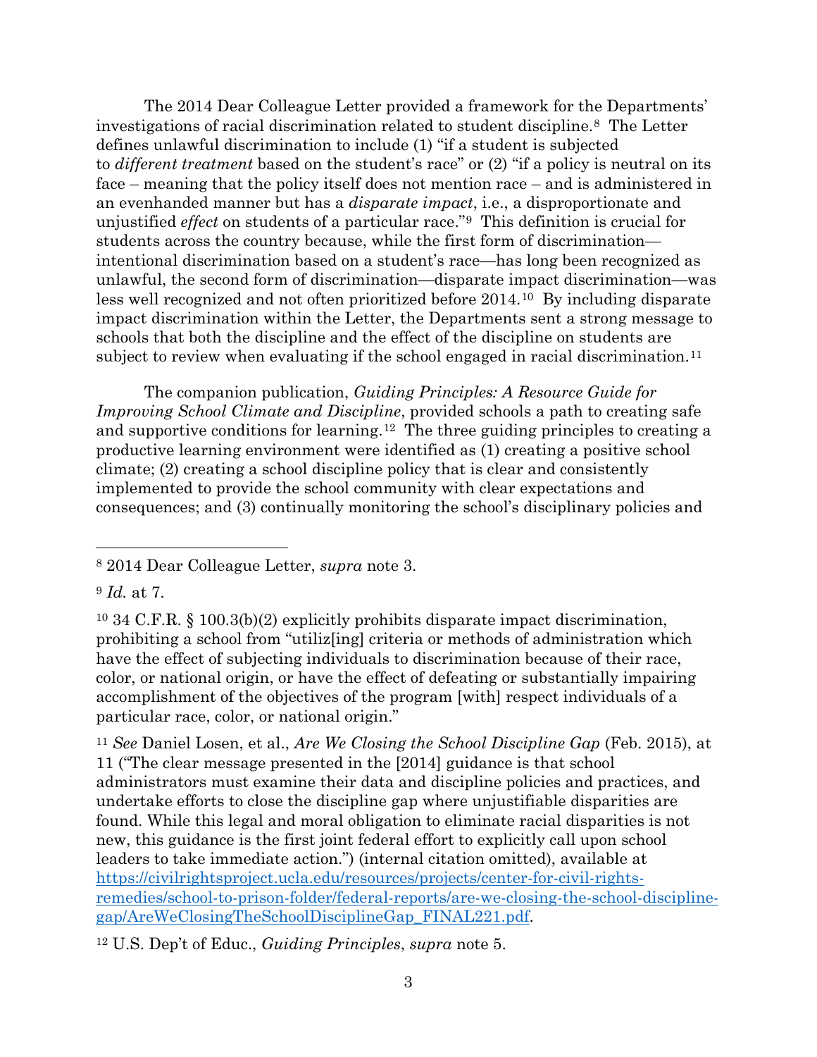The 2014 Dear Colleague Letter provided a framework for the Departments' investigations of racial discrimination related to student discipline.[8] The Letter defines unlawful discrimination to include (1) "if a student is subjected to *different treatment* based on the student's race" or (2) "if a policy is neutral on its face – meaning that the policy itself does not mention race – and is administered in an evenhanded manner but has a *disparate impact*, i.e., a disproportionate and unjustified *effect* on students of a particular race."[9] This definition is crucial for students across the country because, while the first form of discrimination—intentional discrimination based on a student's race—has long been recognized as unlawful, the second form of discrimination—disparate impact discrimination—was less well recognized and not often prioritized before 2014.[10] By including disparate impact discrimination within the Letter, the Departments sent a strong message to schools that both the discipline and the effect of the discipline on students are subject to review when evaluating if the school engaged in racial discrimination.[11]

The companion publication, *Guiding Principles: A Resource Guide for Improving School Climate and Discipline*, provided schools a path to creating safe and supportive conditions for learning.[12] The three guiding principles to creating a productive learning environment were identified as (1) creating a positive school climate; (2) creating a school discipline policy that is clear and consistently implemented to provide the school community with clear expectations and consequences; and (3) continually monitoring the school's disciplinary policies and

---

[8] 2014 Dear Colleague Letter, *supra* note 3.

[9] *Id.* at 7.

[10] 34 C.F.R. § 100.3(b)(2) explicitly prohibits disparate impact discrimination, prohibiting a school from "utiliz[ing] criteria or methods of administration which have the effect of subjecting individuals to discrimination because of their race, color, or national origin, or have the effect of defeating or substantially impairing accomplishment of the objectives of the program [with] respect individuals of a particular race, color, or national origin."

[11] *See* Daniel Losen, et al., *Are We Closing the School Discipline Gap* (Feb. 2015), at 11 ("The clear message presented in the [2014] guidance is that school administrators must examine their data and discipline policies and practices, and undertake efforts to close the discipline gap where unjustifiable disparities are found. While this legal and moral obligation to eliminate racial disparities is not new, this guidance is the first joint federal effort to explicitly call upon school leaders to take immediate action.") (internal citation omitted), available at https://civilrightsproject.ucla.edu/resources/projects/center-for-civil-rights-remedies/school-to-prison-folder/federal-reports/are-we-closing-the-school-discipline-gap/AreWeClosingTheSchoolDisciplineGap_FINAL221.pdf.

[12] U.S. Dep't of Educ., *Guiding Principles*, *supra* note 5.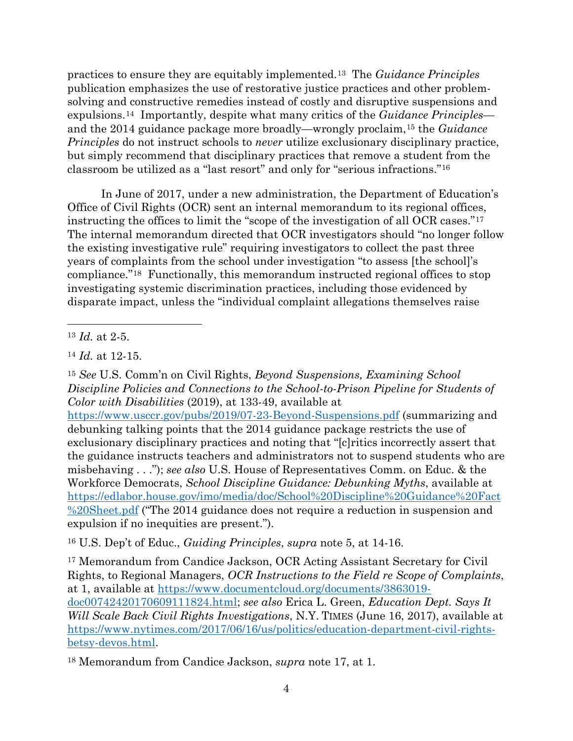practices to ensure they are equitably implemented.[13] The *Guidance Principles* publication emphasizes the use of restorative justice practices and other problem-solving and constructive remedies instead of costly and disruptive suspensions and expulsions.[14] Importantly, despite what many critics of the *Guidance Principles*—and the 2014 guidance package more broadly—wrongly proclaim,[15] the *Guidance Principles* do not instruct schools to *never* utilize exclusionary disciplinary practice, but simply recommend that disciplinary practices that remove a student from the classroom be utilized as a "last resort" and only for "serious infractions."[16]

In June of 2017, under a new administration, the Department of Education's Office of Civil Rights (OCR) sent an internal memorandum to its regional offices, instructing the offices to limit the "scope of the investigation of all OCR cases."[17] The internal memorandum directed that OCR investigators should "no longer follow the existing investigative rule" requiring investigators to collect the past three years of complaints from the school under investigation "to assess [the school]'s compliance."[18] Functionally, this memorandum instructed regional offices to stop investigating systemic discrimination practices, including those evidenced by disparate impact, unless the "individual complaint allegations themselves raise

---

[13] *Id.* at 2-5.

[14] *Id.* at 12-15.

[15] *See* U.S. Comm'n on Civil Rights, *Beyond Suspensions, Examining School Discipline Policies and Connections to the School-to-Prison Pipeline for Students of Color with Disabilities* (2019), at 133-49, available at https://www.usccr.gov/pubs/2019/07-23-Beyond-Suspensions.pdf (summarizing and debunking talking points that the 2014 guidance package restricts the use of exclusionary disciplinary practices and noting that "[c]ritics incorrectly assert that the guidance instructs teachers and administrators not to suspend students who are misbehaving . . ."); *see also* U.S. House of Representatives Comm. on Educ. & the Workforce Democrats, *School Discipline Guidance: Debunking Myths*, available at https://edlabor.house.gov/imo/media/doc/School%20Discipline%20Guidance%20Fact%20Sheet.pdf ("The 2014 guidance does not require a reduction in suspension and expulsion if no inequities are present.").

[16] U.S. Dep't of Educ., *Guiding Principles*, *supra* note 5, at 14-16.

[17] Memorandum from Candice Jackson, OCR Acting Assistant Secretary for Civil Rights, to Regional Managers, *OCR Instructions to the Field re Scope of Complaints*, at 1, available at https://www.documentcloud.org/documents/3863019-doc00742420170609111824.html; *see also* Erica L. Green, *Education Dept. Says It Will Scale Back Civil Rights Investigations*, N.Y. TIMES (June 16, 2017), available at https://www.nytimes.com/2017/06/16/us/politics/education-department-civil-rights-betsy-devos.html.

[18] Memorandum from Candice Jackson, *supra* note 17, at 1.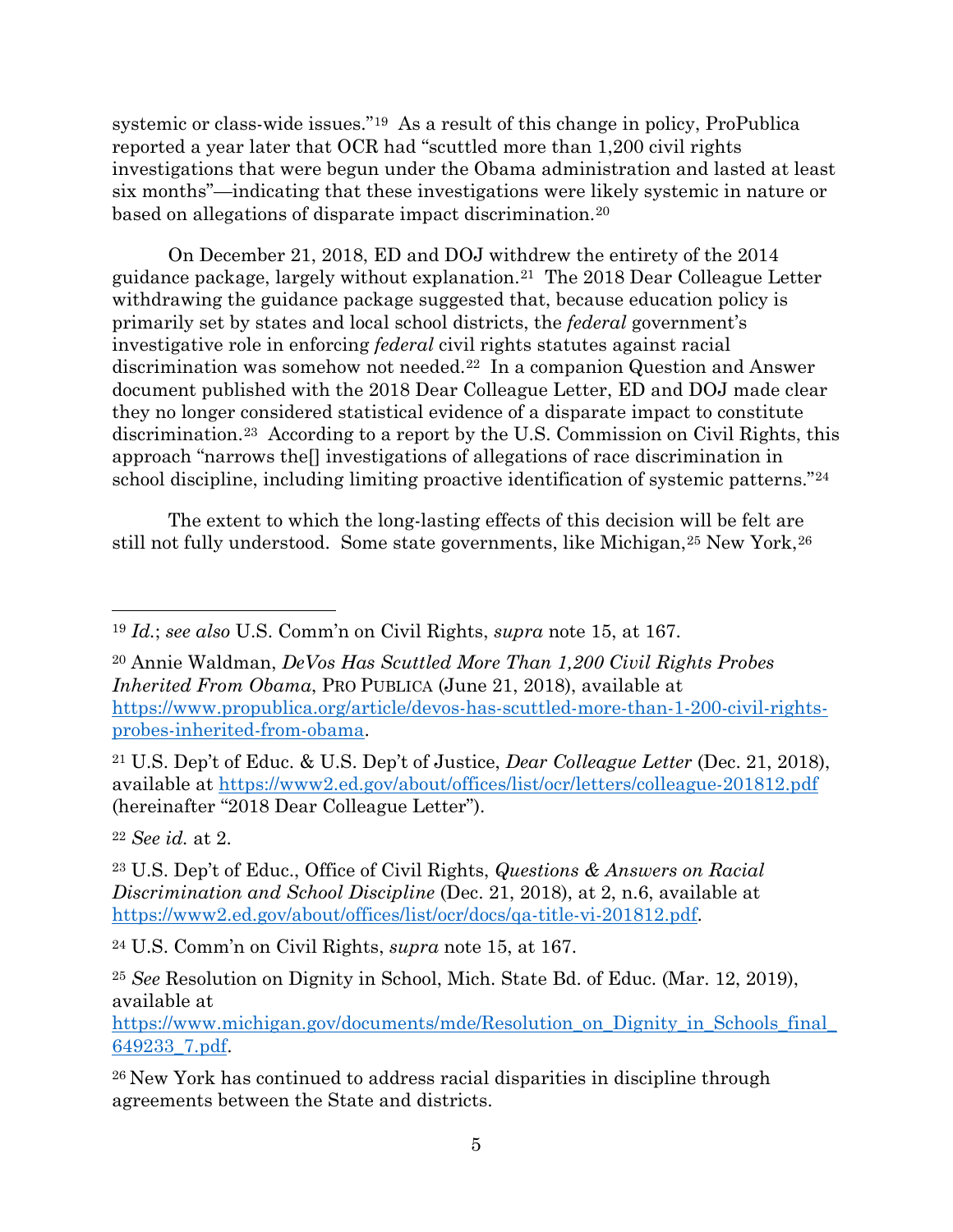systemic or class-wide issues."[19] As a result of this change in policy, ProPublica reported a year later that OCR had "scuttled more than 1,200 civil rights investigations that were begun under the Obama administration and lasted at least six months"—indicating that these investigations were likely systemic in nature or based on allegations of disparate impact discrimination.[20]

On December 21, 2018, ED and DOJ withdrew the entirety of the 2014 guidance package, largely without explanation.[21] The 2018 Dear Colleague Letter withdrawing the guidance package suggested that, because education policy is primarily set by states and local school districts, the *federal* government's investigative role in enforcing *federal* civil rights statutes against racial discrimination was somehow not needed.[22] In a companion Question and Answer document published with the 2018 Dear Colleague Letter, ED and DOJ made clear they no longer considered statistical evidence of a disparate impact to constitute discrimination.[23] According to a report by the U.S. Commission on Civil Rights, this approach "narrows the[] investigations of allegations of race discrimination in school discipline, including limiting proactive identification of systemic patterns."[24]

The extent to which the long-lasting effects of this decision will be felt are still not fully understood. Some state governments, like Michigan,[25] New York,[26]

---

[19] *Id.*; *see also* U.S. Comm'n on Civil Rights, *supra* note 15, at 167.

[20] Annie Waldman, *DeVos Has Scuttled More Than 1,200 Civil Rights Probes Inherited From Obama*, PRO PUBLICA (June 21, 2018), available at https://www.propublica.org/article/devos-has-scuttled-more-than-1-200-civil-rights-probes-inherited-from-obama.

[21] U.S. Dep't of Educ. & U.S. Dep't of Justice, *Dear Colleague Letter* (Dec. 21, 2018), available at https://www2.ed.gov/about/offices/list/ocr/letters/colleague-201812.pdf (hereinafter "2018 Dear Colleague Letter").

[22] *See id.* at 2.

[23] U.S. Dep't of Educ., Office of Civil Rights, *Questions & Answers on Racial Discrimination and School Discipline* (Dec. 21, 2018), at 2, n.6, available at https://www2.ed.gov/about/offices/list/ocr/docs/qa-title-vi-201812.pdf.

[24] U.S. Comm'n on Civil Rights, *supra* note 15, at 167.

[25] *See* Resolution on Dignity in School, Mich. State Bd. of Educ. (Mar. 12, 2019), available at https://www.michigan.gov/documents/mde/Resolution_on_Dignity_in_Schools_final_649233_7.pdf.

[26] New York has continued to address racial disparities in discipline through agreements between the State and districts.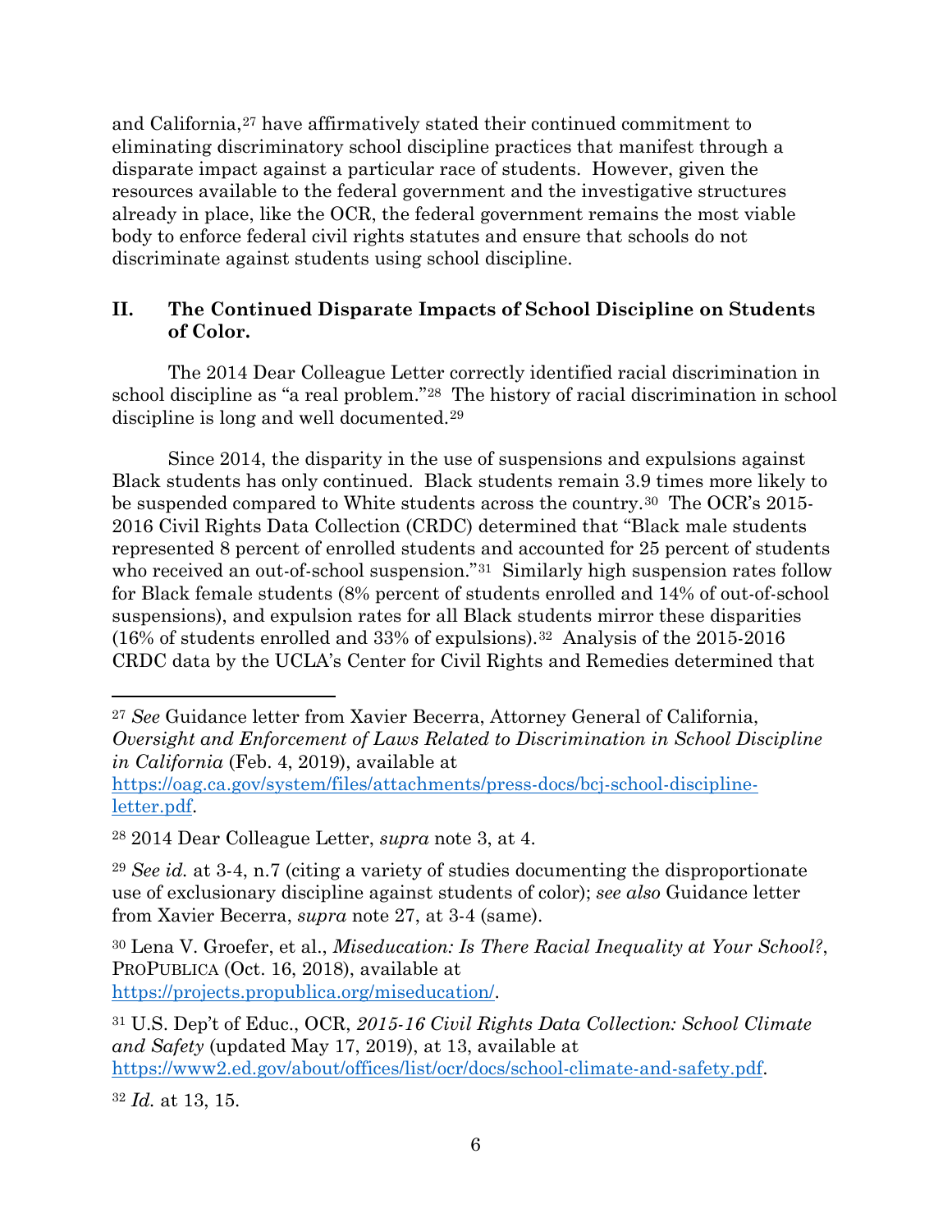and California,[27] have affirmatively stated their continued commitment to eliminating discriminatory school discipline practices that manifest through a disparate impact against a particular race of students. However, given the resources available to the federal government and the investigative structures already in place, like the OCR, the federal government remains the most viable body to enforce federal civil rights statutes and ensure that schools do not discriminate against students using school discipline.

## II. The Continued Disparate Impacts of School Discipline on Students of Color.

The 2014 Dear Colleague Letter correctly identified racial discrimination in school discipline as "a real problem."[28] The history of racial discrimination in school discipline is long and well documented.[29]

Since 2014, the disparity in the use of suspensions and expulsions against Black students has only continued. Black students remain 3.9 times more likely to be suspended compared to White students across the country.[30] The OCR's 2015-2016 Civil Rights Data Collection (CRDC) determined that "Black male students represented 8 percent of enrolled students and accounted for 25 percent of students who received an out-of-school suspension."[31] Similarly high suspension rates follow for Black female students (8% percent of students enrolled and 14% of out-of-school suspensions), and expulsion rates for all Black students mirror these disparities (16% of students enrolled and 33% of expulsions).[32] Analysis of the 2015-2016 CRDC data by the UCLA's Center for Civil Rights and Remedies determined that

---

[27] *See* Guidance letter from Xavier Becerra, Attorney General of California, *Oversight and Enforcement of Laws Related to Discrimination in School Discipline in California* (Feb. 4, 2019), available at https://oag.ca.gov/system/files/attachments/press-docs/bcj-school-discipline-letter.pdf.

[28] 2014 Dear Colleague Letter, *supra* note 3, at 4.

[29] *See id.* at 3-4, n.7 (citing a variety of studies documenting the disproportionate use of exclusionary discipline against students of color); *see also* Guidance letter from Xavier Becerra, *supra* note 27, at 3-4 (same).

[30] Lena V. Groefer, et al., *Miseducation: Is There Racial Inequality at Your School?*, PROPUBLICA (Oct. 16, 2018), available at https://projects.propublica.org/miseducation/.

[31] U.S. Dep't of Educ., OCR, *2015-16 Civil Rights Data Collection: School Climate and Safety* (updated May 17, 2019), at 13, available at https://www2.ed.gov/about/offices/list/ocr/docs/school-climate-and-safety.pdf.

[32] *Id.* at 13, 15.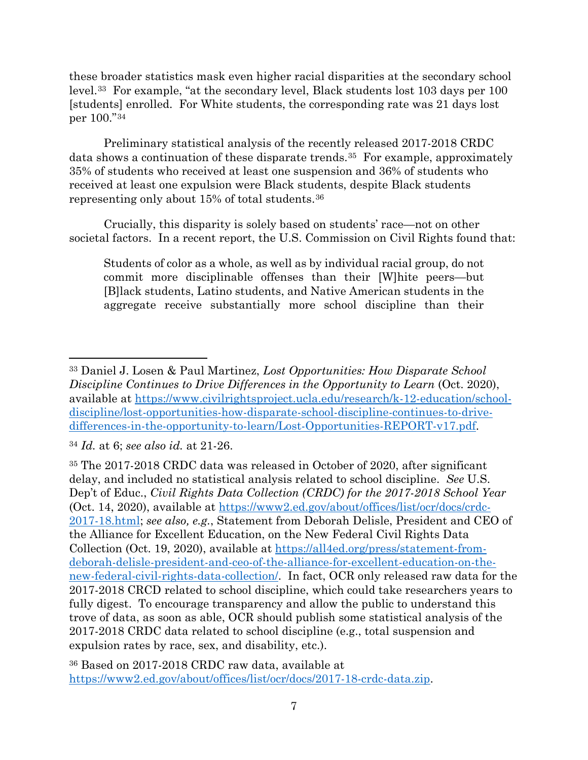these broader statistics mask even higher racial disparities at the secondary school level.[33] For example, "at the secondary level, Black students lost 103 days per 100 [students] enrolled. For White students, the corresponding rate was 21 days lost per 100."[34]

Preliminary statistical analysis of the recently released 2017-2018 CRDC data shows a continuation of these disparate trends.[35] For example, approximately 35% of students who received at least one suspension and 36% of students who received at least one expulsion were Black students, despite Black students representing only about 15% of total students.[36]

Crucially, this disparity is solely based on students' race—not on other societal factors. In a recent report, the U.S. Commission on Civil Rights found that:

> Students of color as a whole, as well as by individual racial group, do not commit more disciplinable offenses than their [W]hite peers—but [B]lack students, Latino students, and Native American students in the aggregate receive substantially more school discipline than their

---

[33] Daniel J. Losen & Paul Martinez, *Lost Opportunities: How Disparate School Discipline Continues to Drive Differences in the Opportunity to Learn* (Oct. 2020), available at [https://www.civilrightsproject.ucla.edu/research/k-12-education/school-discipline/lost-opportunities-how-disparate-school-discipline-continues-to-drive-differences-in-the-opportunity-to-learn/Lost-Opportunities-REPORT-v17.pdf](https://www.civilrightsproject.ucla.edu/research/k-12-education/school-discipline/lost-opportunities-how-disparate-school-discipline-continues-to-drive-differences-in-the-opportunity-to-learn/Lost-Opportunities-REPORT-v17.pdf).

[34] *Id.* at 6; *see also id.* at 21-26.

[35] The 2017-2018 CRDC data was released in October of 2020, after significant delay, and included no statistical analysis related to school discipline. *See* U.S. Dep't of Educ., *Civil Rights Data Collection (CRDC) for the 2017-2018 School Year* (Oct. 14, 2020), available at [https://www2.ed.gov/about/offices/list/ocr/docs/crdc-2017-18.html](https://www2.ed.gov/about/offices/list/ocr/docs/crdc-2017-18.html); *see also, e.g.*, Statement from Deborah Delisle, President and CEO of the Alliance for Excellent Education, on the New Federal Civil Rights Data Collection (Oct. 19, 2020), available at [https://all4ed.org/press/statement-from-deborah-delisle-president-and-ceo-of-the-alliance-for-excellent-education-on-the-new-federal-civil-rights-data-collection/](https://all4ed.org/press/statement-from-deborah-delisle-president-and-ceo-of-the-alliance-for-excellent-education-on-the-new-federal-civil-rights-data-collection/). In fact, OCR only released raw data for the 2017-2018 CRCD related to school discipline, which could take researchers years to fully digest. To encourage transparency and allow the public to understand this trove of data, as soon as able, OCR should publish some statistical analysis of the 2017-2018 CRDC data related to school discipline (e.g., total suspension and expulsion rates by race, sex, and disability, etc.).

[36] Based on 2017-2018 CRDC raw data, available at [https://www2.ed.gov/about/offices/list/ocr/docs/2017-18-crdc-data.zip](https://www2.ed.gov/about/offices/list/ocr/docs/2017-18-crdc-data.zip).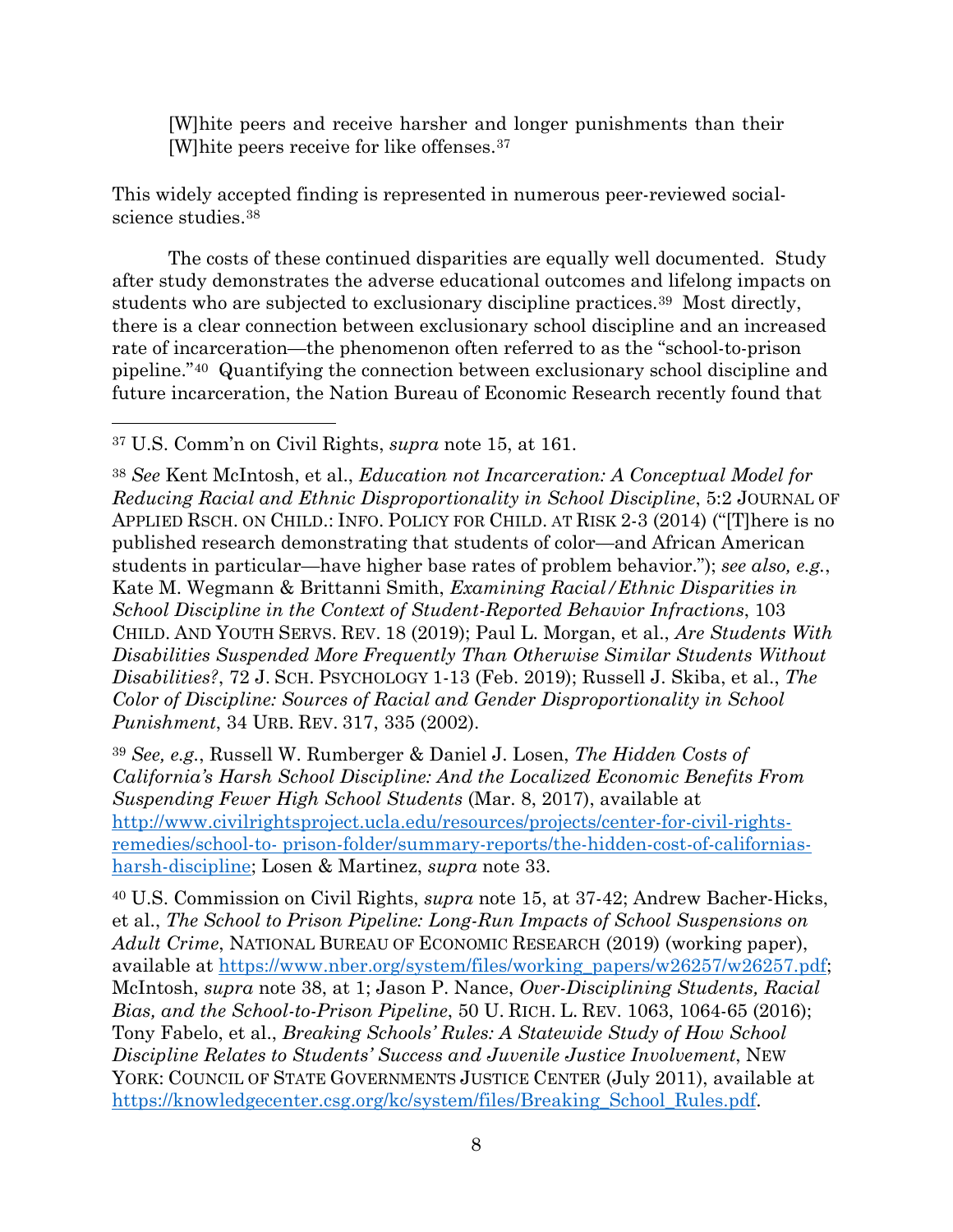> [W]hite peers and receive harsher and longer punishments than their [W]hite peers receive for like offenses.[37]

This widely accepted finding is represented in numerous peer-reviewed social-science studies.[38]

The costs of these continued disparities are equally well documented. Study after study demonstrates the adverse educational outcomes and lifelong impacts on students who are subjected to exclusionary discipline practices.[39] Most directly, there is a clear connection between exclusionary school discipline and an increased rate of incarceration—the phenomenon often referred to as the "school-to-prison pipeline."[40] Quantifying the connection between exclusionary school discipline and future incarceration, the Nation Bureau of Economic Research recently found that

---

[37] U.S. Comm'n on Civil Rights, *supra* note 15, at 161.

[38] *See* Kent McIntosh, et al., *Education not Incarceration: A Conceptual Model for Reducing Racial and Ethnic Disproportionality in School Discipline*, 5:2 JOURNAL OF APPLIED RSCH. ON CHILD.: INFO. POLICY FOR CHILD. AT RISK 2-3 (2014) ("[T]here is no published research demonstrating that students of color—and African American students in particular—have higher base rates of problem behavior."); *see also, e.g.*, Kate M. Wegmann & Brittanni Smith, *Examining Racial/Ethnic Disparities in School Discipline in the Context of Student-Reported Behavior Infractions*, 103 CHILD. AND YOUTH SERVS. REV. 18 (2019); Paul L. Morgan, et al., *Are Students With Disabilities Suspended More Frequently Than Otherwise Similar Students Without Disabilities?*, 72 J. SCH. PSYCHOLOGY 1-13 (Feb. 2019); Russell J. Skiba, et al., *The Color of Discipline: Sources of Racial and Gender Disproportionality in School Punishment*, 34 URB. REV. 317, 335 (2002).

[39] *See, e.g.*, Russell W. Rumberger & Daniel J. Losen, *The Hidden Costs of California's Harsh School Discipline: And the Localized Economic Benefits From Suspending Fewer High School Students* (Mar. 8, 2017), available at [http://www.civilrightsproject.ucla.edu/resources/projects/center-for-civil-rights-remedies/school-to- prison-folder/summary-reports/the-hidden-cost-of-californias-harsh-discipline](http://www.civilrightsproject.ucla.edu/resources/projects/center-for-civil-rights-remedies/school-to-prison-folder/summary-reports/the-hidden-cost-of-californias-harsh-discipline); Losen & Martinez, *supra* note 33.

[40] U.S. Commission on Civil Rights, *supra* note 15, at 37-42; Andrew Bacher-Hicks, et al., *The School to Prison Pipeline: Long-Run Impacts of School Suspensions on Adult Crime*, NATIONAL BUREAU OF ECONOMIC RESEARCH (2019) (working paper), available at [https://www.nber.org/system/files/working_papers/w26257/w26257.pdf](https://www.nber.org/system/files/working_papers/w26257/w26257.pdf); McIntosh, *supra* note 38, at 1; Jason P. Nance, *Over-Disciplining Students, Racial Bias, and the School-to-Prison Pipeline*, 50 U. RICH. L. REV. 1063, 1064-65 (2016); Tony Fabelo, et al., *Breaking Schools' Rules: A Statewide Study of How School Discipline Relates to Students' Success and Juvenile Justice Involvement*, NEW YORK: COUNCIL OF STATE GOVERNMENTS JUSTICE CENTER (July 2011), available at [https://knowledgecenter.csg.org/kc/system/files/Breaking_School_Rules.pdf](https://knowledgecenter.csg.org/kc/system/files/Breaking_School_Rules.pdf).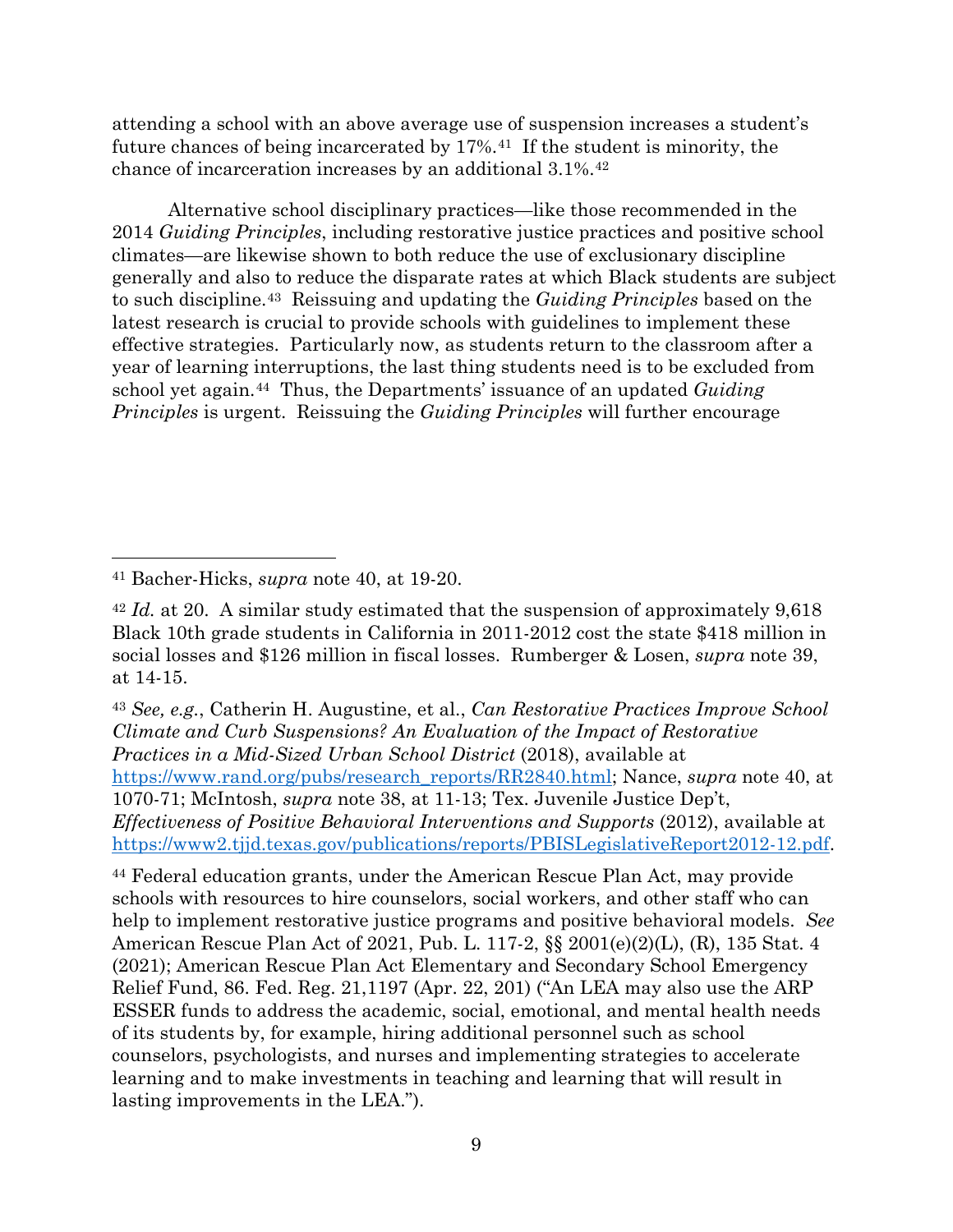attending a school with an above average use of suspension increases a student's future chances of being incarcerated by 17%.[41] If the student is minority, the chance of incarceration increases by an additional 3.1%.[42]

Alternative school disciplinary practices—like those recommended in the 2014 *Guiding Principles*, including restorative justice practices and positive school climates—are likewise shown to both reduce the use of exclusionary discipline generally and also to reduce the disparate rates at which Black students are subject to such discipline.[43] Reissuing and updating the *Guiding Principles* based on the latest research is crucial to provide schools with guidelines to implement these effective strategies. Particularly now, as students return to the classroom after a year of learning interruptions, the last thing students need is to be excluded from school yet again.[44] Thus, the Departments' issuance of an updated *Guiding Principles* is urgent. Reissuing the *Guiding Principles* will further encourage

---

[41] Bacher-Hicks, *supra* note 40, at 19-20.

[42] *Id.* at 20. A similar study estimated that the suspension of approximately 9,618 Black 10th grade students in California in 2011-2012 cost the state $418 million in social losses and $126 million in fiscal losses. Rumberger & Losen, *supra* note 39, at 14-15.

[43] *See, e.g.*, Catherin H. Augustine, et al., *Can Restorative Practices Improve School Climate and Curb Suspensions? An Evaluation of the Impact of Restorative Practices in a Mid-Sized Urban School District* (2018), available at https://www.rand.org/pubs/research_reports/RR2840.html; Nance, *supra* note 40, at 1070-71; McIntosh, *supra* note 38, at 11-13; Tex. Juvenile Justice Dep't, *Effectiveness of Positive Behavioral Interventions and Supports* (2012), available at https://www2.tjjd.texas.gov/publications/reports/PBISLegislativeReport2012-12.pdf.

[44] Federal education grants, under the American Rescue Plan Act, may provide schools with resources to hire counselors, social workers, and other staff who can help to implement restorative justice programs and positive behavioral models. *See* American Rescue Plan Act of 2021, Pub. L. 117-2, §§ 2001(e)(2)(L), (R), 135 Stat. 4 (2021); American Rescue Plan Act Elementary and Secondary School Emergency Relief Fund, 86. Fed. Reg. 21,1197 (Apr. 22, 201) ("An LEA may also use the ARP ESSER funds to address the academic, social, emotional, and mental health needs of its students by, for example, hiring additional personnel such as school counselors, psychologists, and nurses and implementing strategies to accelerate learning and to make investments in teaching and learning that will result in lasting improvements in the LEA.").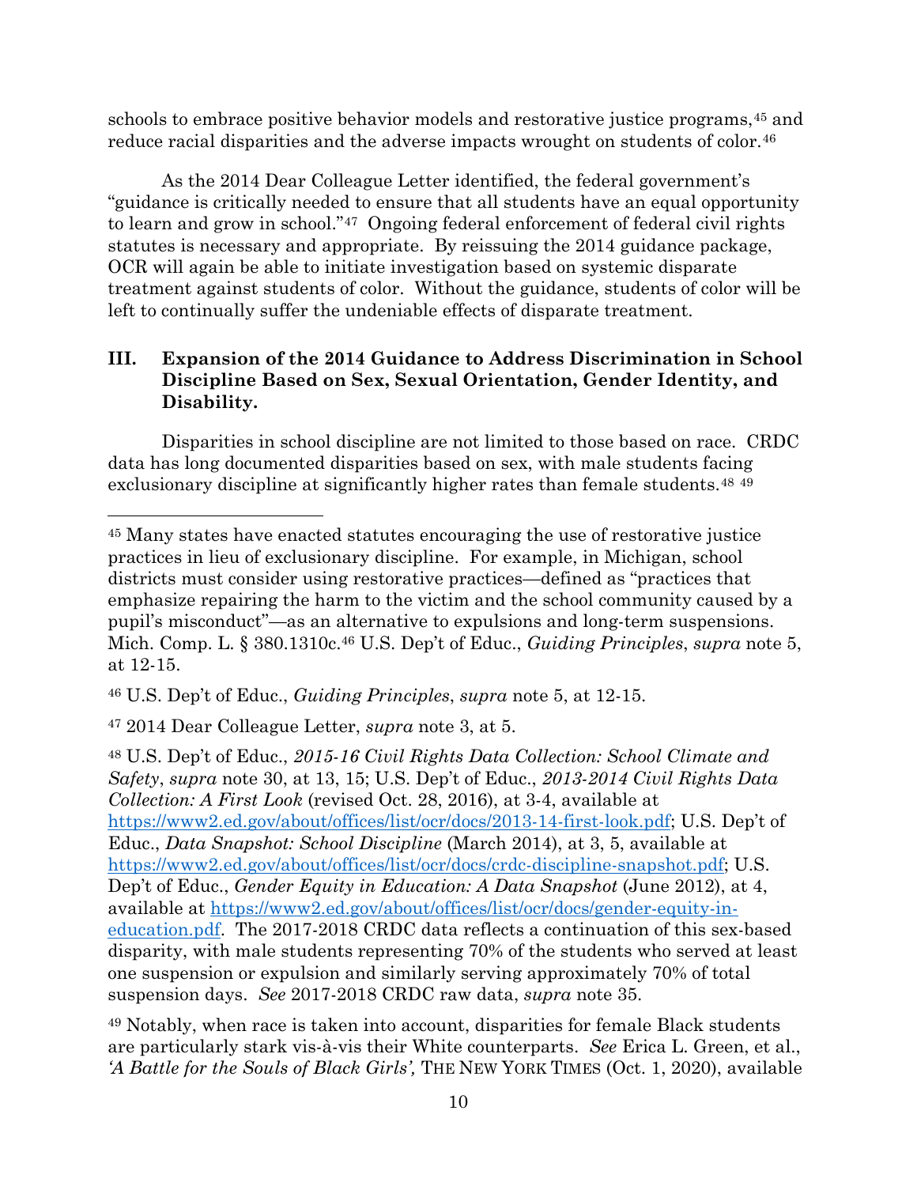schools to embrace positive behavior models and restorative justice programs,[45] and reduce racial disparities and the adverse impacts wrought on students of color.[46]

As the 2014 Dear Colleague Letter identified, the federal government's "guidance is critically needed to ensure that all students have an equal opportunity to learn and grow in school."[47] Ongoing federal enforcement of federal civil rights statutes is necessary and appropriate. By reissuing the 2014 guidance package, OCR will again be able to initiate investigation based on systemic disparate treatment against students of color. Without the guidance, students of color will be left to continually suffer the undeniable effects of disparate treatment.

## III. Expansion of the 2014 Guidance to Address Discrimination in School Discipline Based on Sex, Sexual Orientation, Gender Identity, and Disability.

Disparities in school discipline are not limited to those based on race. CRDC data has long documented disparities based on sex, with male students facing exclusionary discipline at significantly higher rates than female students.[48] [49]

---

[45] Many states have enacted statutes encouraging the use of restorative justice practices in lieu of exclusionary discipline. For example, in Michigan, school districts must consider using restorative practices—defined as "practices that emphasize repairing the harm to the victim and the school community caused by a pupil's misconduct"—as an alternative to expulsions and long-term suspensions. Mich. Comp. L. § 380.1310c.[46] U.S. Dep't of Educ., *Guiding Principles*, *supra* note 5, at 12-15.

[46] U.S. Dep't of Educ., *Guiding Principles*, *supra* note 5, at 12-15.

[47] 2014 Dear Colleague Letter, *supra* note 3, at 5.

[48] U.S. Dep't of Educ., *2015-16 Civil Rights Data Collection: School Climate and Safety*, *supra* note 30, at 13, 15; U.S. Dep't of Educ., *2013-2014 Civil Rights Data Collection: A First Look* (revised Oct. 28, 2016), at 3-4, available at https://www2.ed.gov/about/offices/list/ocr/docs/2013-14-first-look.pdf; U.S. Dep't of Educ., *Data Snapshot: School Discipline* (March 2014), at 3, 5, available at https://www2.ed.gov/about/offices/list/ocr/docs/crdc-discipline-snapshot.pdf; U.S. Dep't of Educ., *Gender Equity in Education: A Data Snapshot* (June 2012), at 4, available at https://www2.ed.gov/about/offices/list/ocr/docs/gender-equity-in-education.pdf. The 2017-2018 CRDC data reflects a continuation of this sex-based disparity, with male students representing 70% of the students who served at least one suspension or expulsion and similarly serving approximately 70% of total suspension days. *See* 2017-2018 CRDC raw data, *supra* note 35.

[49] Notably, when race is taken into account, disparities for female Black students are particularly stark vis-à-vis their White counterparts. *See* Erica L. Green, et al., *'A Battle for the Souls of Black Girls',* THE NEW YORK TIMES (Oct. 1, 2020), available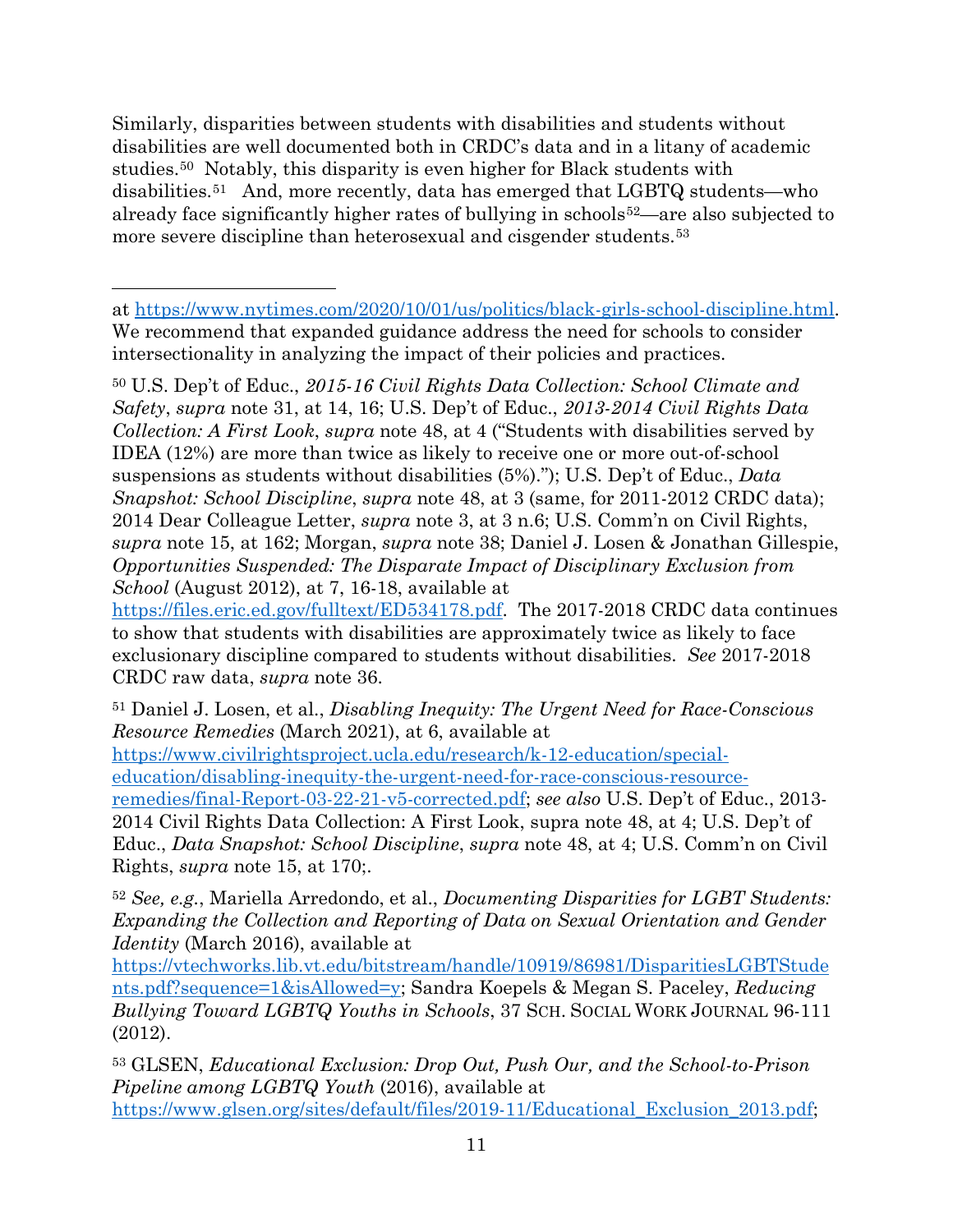Similarly, disparities between students with disabilities and students without disabilities are well documented both in CRDC's data and in a litany of academic studies.[50] Notably, this disparity is even higher for Black students with disabilities.[51] And, more recently, data has emerged that LGBTQ students—who already face significantly higher rates of bullying in schools[52]—are also subjected to more severe discipline than heterosexual and cisgender students.[53]

---

at https://www.nytimes.com/2020/10/01/us/politics/black-girls-school-discipline.html. We recommend that expanded guidance address the need for schools to consider intersectionality in analyzing the impact of their policies and practices.

[50] U.S. Dep't of Educ., *2015-16 Civil Rights Data Collection: School Climate and Safety*, *supra* note 31, at 14, 16; U.S. Dep't of Educ., *2013-2014 Civil Rights Data Collection: A First Look*, *supra* note 48, at 4 ("Students with disabilities served by IDEA (12%) are more than twice as likely to receive one or more out-of-school suspensions as students without disabilities (5%)."); U.S. Dep't of Educ., *Data Snapshot: School Discipline*, *supra* note 48, at 3 (same, for 2011-2012 CRDC data); 2014 Dear Colleague Letter, *supra* note 3, at 3 n.6; U.S. Comm'n on Civil Rights, *supra* note 15, at 162; Morgan, *supra* note 38; Daniel J. Losen & Jonathan Gillespie, *Opportunities Suspended: The Disparate Impact of Disciplinary Exclusion from School* (August 2012), at 7, 16-18, available at https://files.eric.ed.gov/fulltext/ED534178.pdf. The 2017-2018 CRDC data continues to show that students with disabilities are approximately twice as likely to face exclusionary discipline compared to students without disabilities. *See* 2017-2018 CRDC raw data, *supra* note 36.

[51] Daniel J. Losen, et al., *Disabling Inequity: The Urgent Need for Race-Conscious Resource Remedies* (March 2021), at 6, available at https://www.civilrightsproject.ucla.edu/research/k-12-education/special-education/disabling-inequity-the-urgent-need-for-race-conscious-resource-remedies/final-Report-03-22-21-v5-corrected.pdf; *see also* U.S. Dep't of Educ., 2013-2014 Civil Rights Data Collection: A First Look, supra note 48, at 4; U.S. Dep't of Educ., *Data Snapshot: School Discipline*, *supra* note 48, at 4; U.S. Comm'n on Civil Rights, *supra* note 15, at 170;.

[52] *See, e.g.*, Mariella Arredondo, et al., *Documenting Disparities for LGBT Students: Expanding the Collection and Reporting of Data on Sexual Orientation and Gender Identity* (March 2016), available at https://vtechworks.lib.vt.edu/bitstream/handle/10919/86981/DisparitiesLGBTStudents.pdf?sequence=1&isAllowed=y; Sandra Koepels & Megan S. Paceley, *Reducing Bullying Toward LGBTQ Youths in Schools*, 37 SCH. SOCIAL WORK JOURNAL 96-111 (2012).

[53] GLSEN, *Educational Exclusion: Drop Out, Push Our, and the School-to-Prison Pipeline among LGBTQ Youth* (2016), available at https://www.glsen.org/sites/default/files/2019-11/Educational_Exclusion_2013.pdf;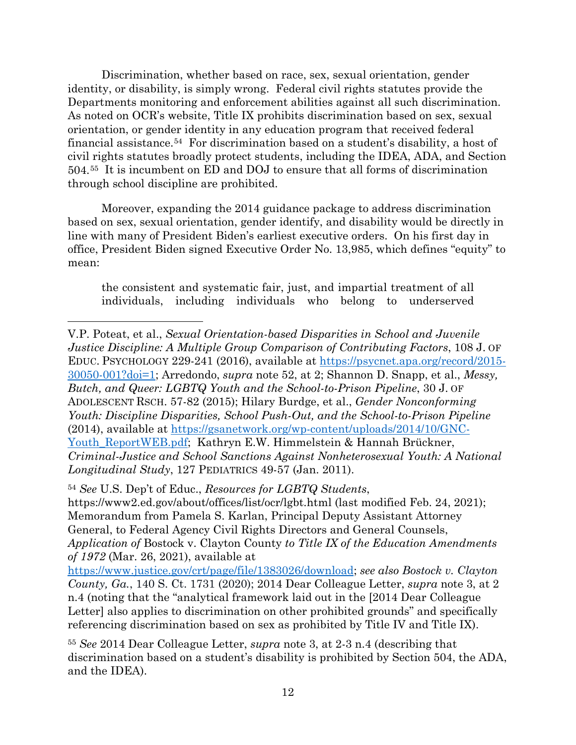Discrimination, whether based on race, sex, sexual orientation, gender identity, or disability, is simply wrong. Federal civil rights statutes provide the Departments monitoring and enforcement abilities against all such discrimination. As noted on OCR's website, Title IX prohibits discrimination based on sex, sexual orientation, or gender identity in any education program that received federal financial assistance.[54] For discrimination based on a student's disability, a host of civil rights statutes broadly protect students, including the IDEA, ADA, and Section 504.[55] It is incumbent on ED and DOJ to ensure that all forms of discrimination through school discipline are prohibited.

Moreover, expanding the 2014 guidance package to address discrimination based on sex, sexual orientation, gender identify, and disability would be directly in line with many of President Biden's earliest executive orders. On his first day in office, President Biden signed Executive Order No. 13,985, which defines "equity" to mean:

> the consistent and systematic fair, just, and impartial treatment of all individuals, including individuals who belong to underserved

---

V.P. Poteat, et al., *Sexual Orientation-based Disparities in School and Juvenile Justice Discipline: A Multiple Group Comparison of Contributing Factors*, 108 J. OF EDUC. PSYCHOLOGY 229-241 (2016), available at https://psycnet.apa.org/record/2015-30050-001?doi=1; Arredondo, *supra* note 52, at 2; Shannon D. Snapp, et al., *Messy, Butch, and Queer: LGBTQ Youth and the School-to-Prison Pipeline*, 30 J. OF ADOLESCENT RSCH. 57-82 (2015); Hilary Burdge, et al., *Gender Nonconforming Youth: Discipline Disparities, School Push-Out, and the School-to-Prison Pipeline* (2014), available at https://gsanetwork.org/wp-content/uploads/2014/10/GNC-Youth_ReportWEB.pdf; Kathryn E.W. Himmelstein & Hannah Brückner, *Criminal-Justice and School Sanctions Against Nonheterosexual Youth: A National Longitudinal Study*, 127 PEDIATRICS 49-57 (Jan. 2011).

[54] *See* U.S. Dep't of Educ., *Resources for LGBTQ Students*, https://www2.ed.gov/about/offices/list/ocr/lgbt.html (last modified Feb. 24, 2021); Memorandum from Pamela S. Karlan, Principal Deputy Assistant Attorney General, to Federal Agency Civil Rights Directors and General Counsels, *Application of* Bostock v. Clayton County *to Title IX of the Education Amendments of 1972* (Mar. 26, 2021), available at https://www.justice.gov/crt/page/file/1383026/download; *see also Bostock v. Clayton County, Ga.*, 140 S. Ct. 1731 (2020); 2014 Dear Colleague Letter, *supra* note 3, at 2 n.4 (noting that the "analytical framework laid out in the [2014 Dear Colleague Letter] also applies to discrimination on other prohibited grounds" and specifically referencing discrimination based on sex as prohibited by Title IV and Title IX).

[55] *See* 2014 Dear Colleague Letter, *supra* note 3, at 2-3 n.4 (describing that discrimination based on a student's disability is prohibited by Section 504, the ADA, and the IDEA).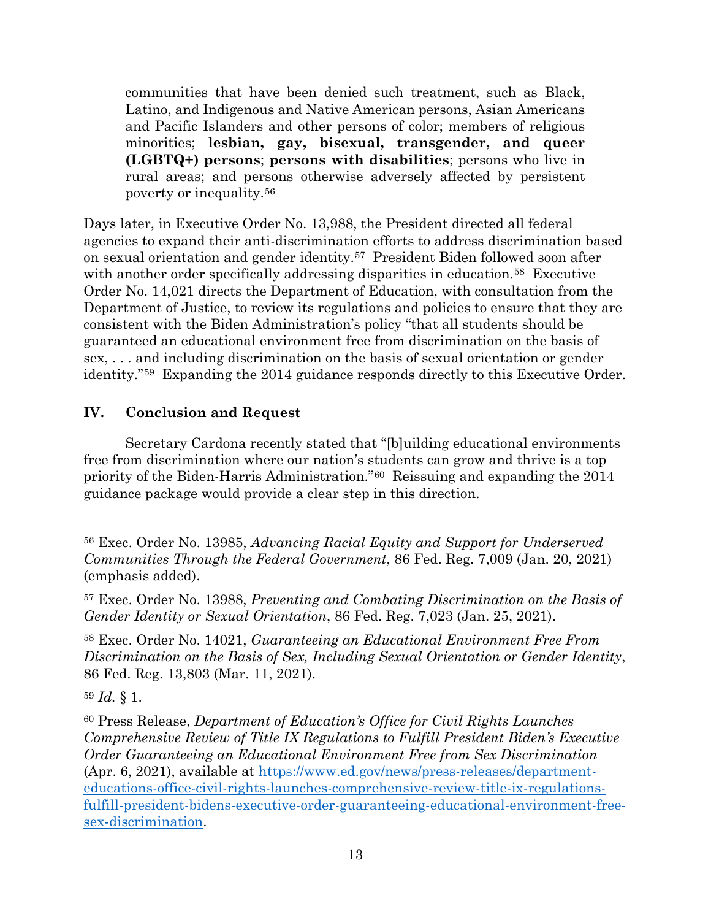> communities that have been denied such treatment, such as Black, Latino, and Indigenous and Native American persons, Asian Americans and Pacific Islanders and other persons of color; members of religious minorities; **lesbian, gay, bisexual, transgender, and queer (LGBTQ+) persons**; **persons with disabilities**; persons who live in rural areas; and persons otherwise adversely affected by persistent poverty or inequality.[56]

Days later, in Executive Order No. 13,988, the President directed all federal agencies to expand their anti-discrimination efforts to address discrimination based on sexual orientation and gender identity.[57] President Biden followed soon after with another order specifically addressing disparities in education.[58] Executive Order No. 14,021 directs the Department of Education, with consultation from the Department of Justice, to review its regulations and policies to ensure that they are consistent with the Biden Administration's policy "that all students should be guaranteed an educational environment free from discrimination on the basis of sex, . . . and including discrimination on the basis of sexual orientation or gender identity."[59] Expanding the 2014 guidance responds directly to this Executive Order.

## IV. Conclusion and Request

Secretary Cardona recently stated that "[b]uilding educational environments free from discrimination where our nation's students can grow and thrive is a top priority of the Biden-Harris Administration."[60] Reissuing and expanding the 2014 guidance package would provide a clear step in this direction.

---

[56] Exec. Order No. 13985, *Advancing Racial Equity and Support for Underserved Communities Through the Federal Government*, 86 Fed. Reg. 7,009 (Jan. 20, 2021) (emphasis added).

[57] Exec. Order No. 13988, *Preventing and Combating Discrimination on the Basis of Gender Identity or Sexual Orientation*, 86 Fed. Reg. 7,023 (Jan. 25, 2021).

[58] Exec. Order No. 14021, *Guaranteeing an Educational Environment Free From Discrimination on the Basis of Sex, Including Sexual Orientation or Gender Identity*, 86 Fed. Reg. 13,803 (Mar. 11, 2021).

[59] *Id.* § 1.

[60] Press Release, *Department of Education's Office for Civil Rights Launches Comprehensive Review of Title IX Regulations to Fulfill President Biden's Executive Order Guaranteeing an Educational Environment Free from Sex Discrimination* (Apr. 6, 2021), available at [https://www.ed.gov/news/press-releases/department-educations-office-civil-rights-launches-comprehensive-review-title-ix-regulations-fulfill-president-bidens-executive-order-guaranteeing-educational-environment-free-sex-discrimination](https://www.ed.gov/news/press-releases/department-educations-office-civil-rights-launches-comprehensive-review-title-ix-regulations-fulfill-president-bidens-executive-order-guaranteeing-educational-environment-free-sex-discrimination).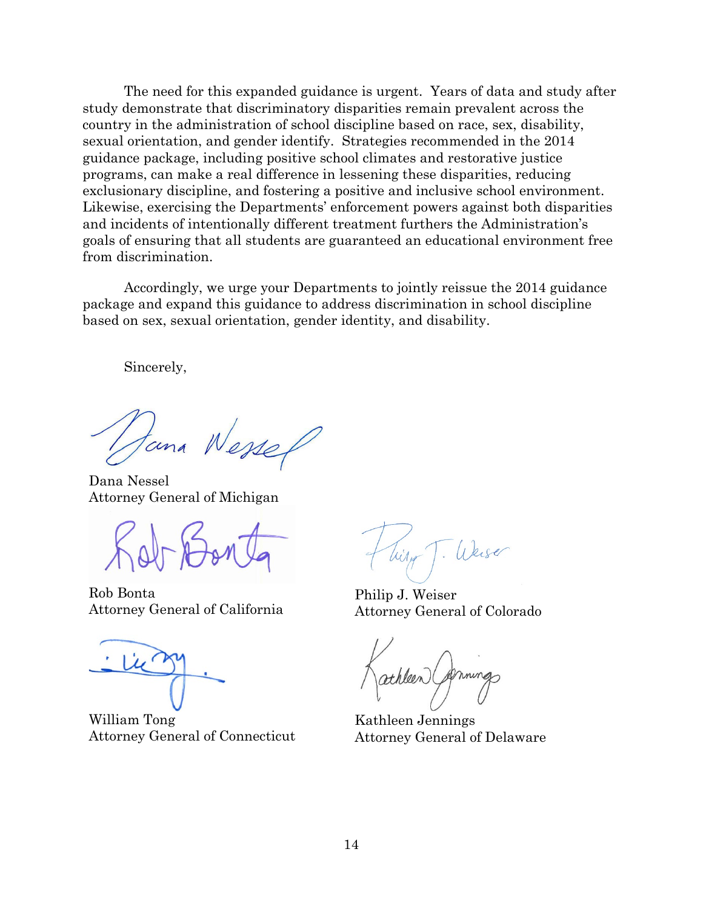The need for this expanded guidance is urgent. Years of data and study after study demonstrate that discriminatory disparities remain prevalent across the country in the administration of school discipline based on race, sex, disability, sexual orientation, and gender identify. Strategies recommended in the 2014 guidance package, including positive school climates and restorative justice programs, can make a real difference in lessening these disparities, reducing exclusionary discipline, and fostering a positive and inclusive school environment. Likewise, exercising the Departments' enforcement powers against both disparities and incidents of intentionally different treatment furthers the Administration's goals of ensuring that all students are guaranteed an educational environment free from discrimination.

Accordingly, we urge your Departments to jointly reissue the 2014 guidance package and expand this guidance to address discrimination in school discipline based on sex, sexual orientation, gender identity, and disability.

Sincerely,

Dana Nessel
Attorney General of Michigan

Rob Bonta
Attorney General of California

Philip J. Weiser
Attorney General of Colorado

William Tong
Attorney General of Connecticut

Kathleen Jennings
Attorney General of Delaware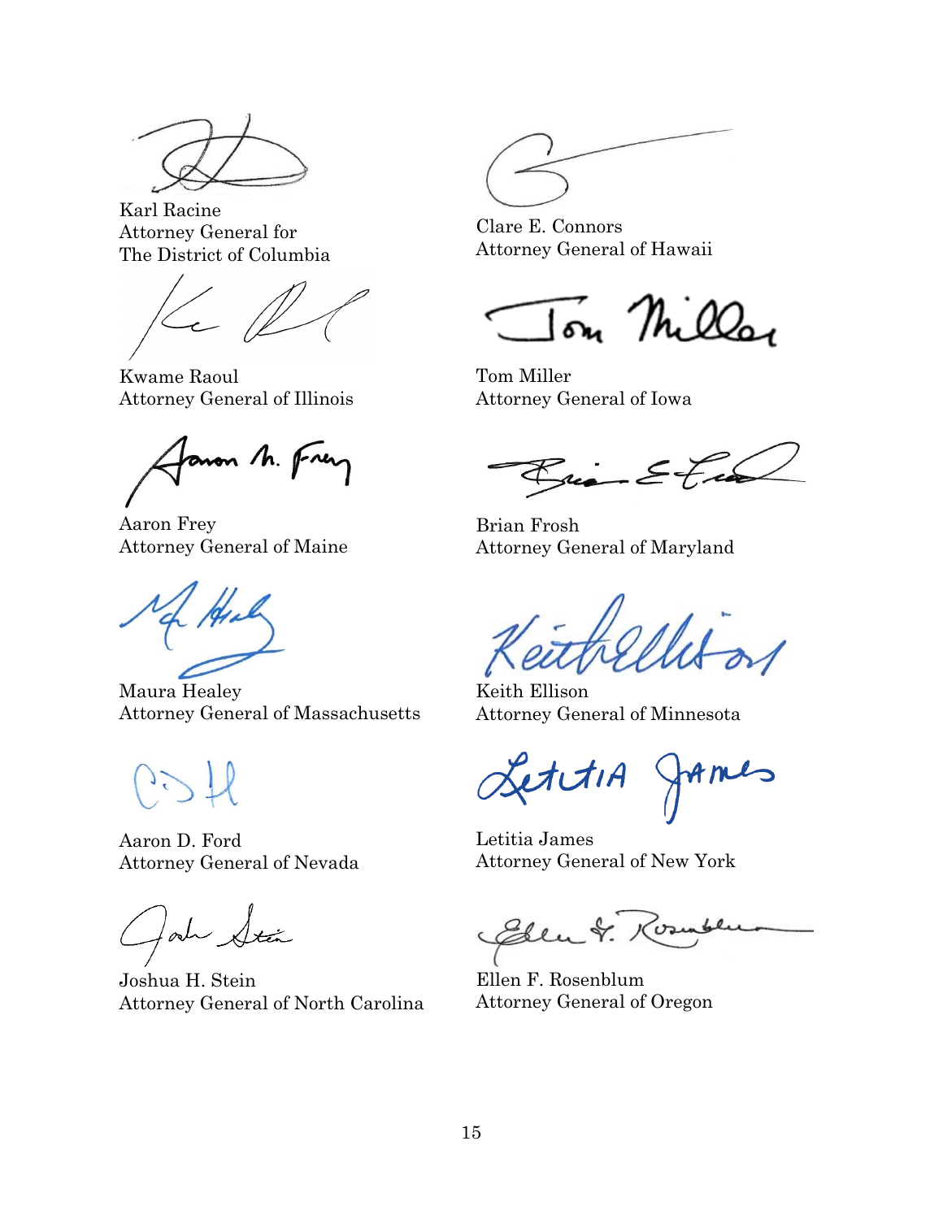Karl Racine
Attorney General for
The District of Columbia

Clare E. Connors
Attorney General of Hawaii

Kwame Raoul
Attorney General of Illinois

Tom Miller
Attorney General of Iowa

Aaron Frey
Attorney General of Maine

Brian Frosh
Attorney General of Maryland

Maura Healey
Attorney General of Massachusetts

Keith Ellison
Attorney General of Minnesota

Aaron D. Ford
Attorney General of Nevada

Letitia James
Attorney General of New York

Joshua H. Stein
Attorney General of North Carolina

Ellen F. Rosenblum
Attorney General of Oregon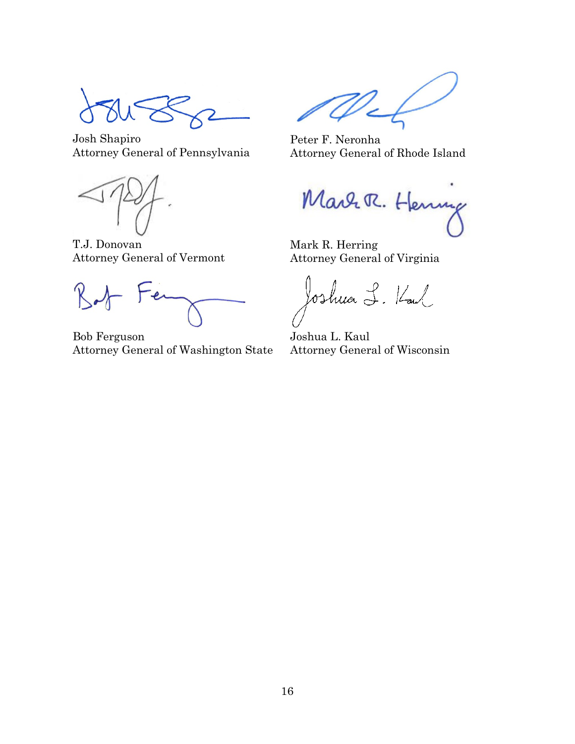Josh Shapiro
Attorney General of Pennsylvania

Peter F. Neronha
Attorney General of Rhode Island

T.J. Donovan
Attorney General of Vermont

Mark R. Herring
Attorney General of Virginia

Bob Ferguson
Attorney General of Washington State

Joshua L. Kaul
Attorney General of Wisconsin